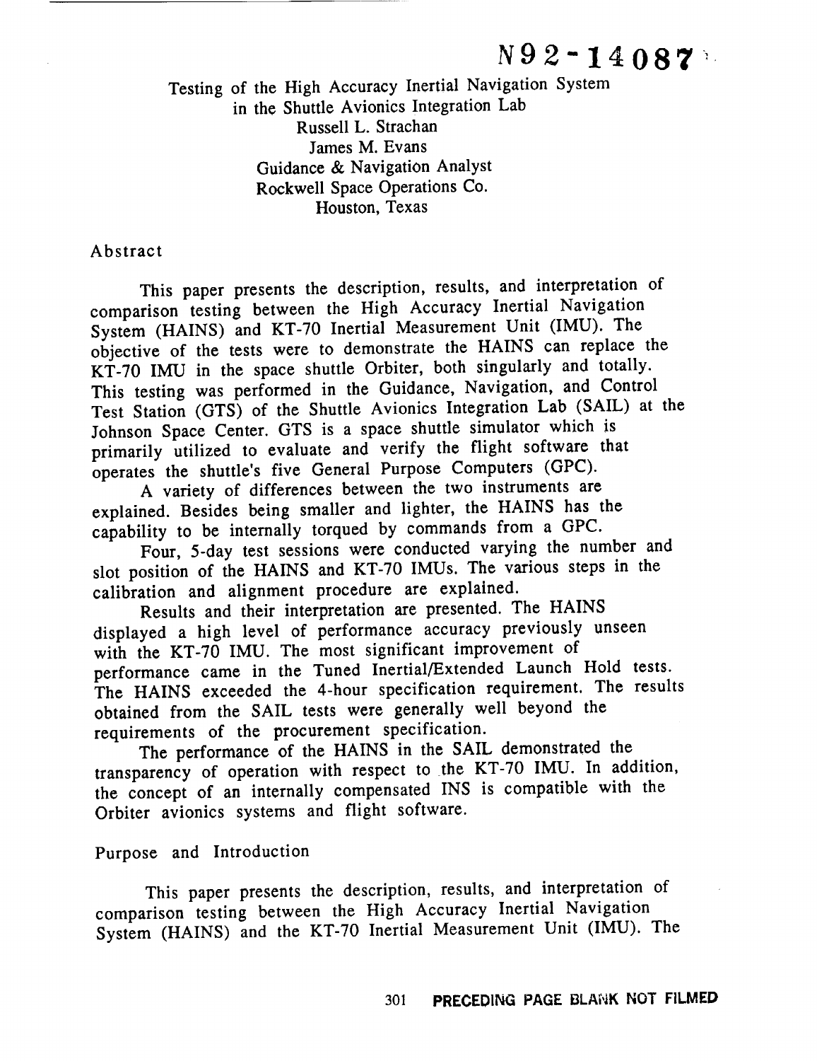N92-14087

# Testing of the High Accuracy Inertial Navigation System in the Shuttle Avionics Integration Lab

Russell L. Strachan
James M. Evans
Guidance & Navigation Analyst
Rockwell Space Operations Co.
Houston, Texas

## Abstract

This paper presents the description, results, and interpretation of comparison testing between the High Accuracy Inertial Navigation System (HAINS) and KT-70 Inertial Measurement Unit (IMU). The objective of the tests were to demonstrate the HAINS can replace the KT-70 IMU in the space shuttle Orbiter, both singularly and totally. This testing was performed in the Guidance, Navigation, and Control Test Station (GTS) of the Shuttle Avionics Integration Lab (SAIL) at the Johnson Space Center. GTS is a space shuttle simulator which is primarily utilized to evaluate and verify the flight software that operates the shuttle's five General Purpose Computers (GPC).

A variety of differences between the two instruments are explained. Besides being smaller and lighter, the HAINS has the capability to be internally torqued by commands from a GPC.

Four, 5-day test sessions were conducted varying the number and slot position of the HAINS and KT-70 IMUs. The various steps in the calibration and alignment procedure are explained.

Results and their interpretation are presented. The HAINS displayed a high level of performance accuracy previously unseen with the KT-70 IMU. The most significant improvement of performance came in the Tuned Inertial/Extended Launch Hold tests. The HAINS exceeded the 4-hour specification requirement. The results obtained from the SAIL tests were generally well beyond the requirements of the procurement specification.

The performance of the HAINS in the SAIL demonstrated the transparency of operation with respect to the KT-70 IMU. In addition, the concept of an internally compensated INS is compatible with the Orbiter avionics systems and flight software.

## Purpose and Introduction

This paper presents the description, results, and interpretation of comparison testing between the High Accuracy Inertial Navigation System (HAINS) and the KT-70 Inertial Measurement Unit (IMU). The

PRECEDING PAGE BLANK NOT FILMED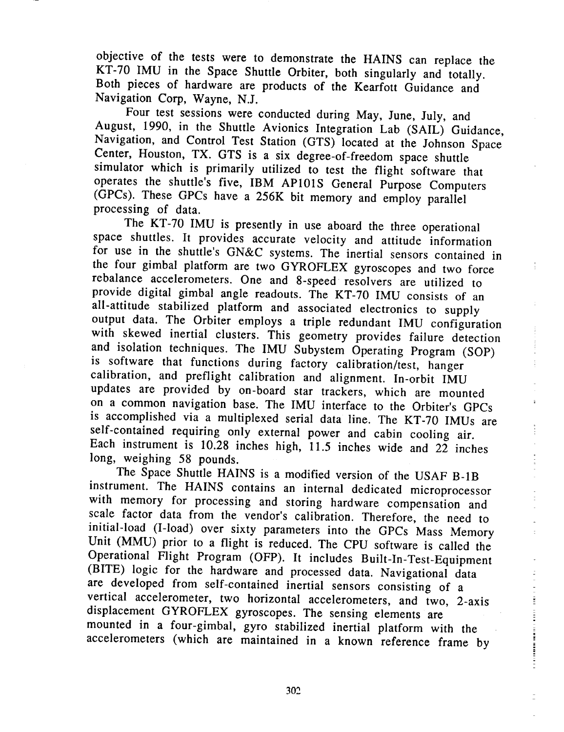objective of the tests were to demonstrate the HAINS can replace the KT-70 IMU in the Space Shuttle Orbiter, both singularly and totally. Both pieces of hardware are products of the Kearfott Guidance and Navigation Corp, Wayne, N.J.

Four test sessions were conducted during May, June, July, and August, 1990, in the Shuttle Avionics Integration Lab (SAIL) Guidance, Navigation, and Control Test Station (GTS) located at the Johnson Space Center, Houston, TX. GTS is a six degree-of-freedom space shuttle simulator which is primarily utilized to test the flight software that operates the shuttle's five, IBM AP101S General Purpose Computers (GPCs). These GPCs have a 256K bit memory and employ parallel processing of data.

The KT-70 IMU is presently in use aboard the three operational space shuttles. It provides accurate velocity and attitude information for use in the shuttle's GN&C systems. The inertial sensors contained in the four gimbal platform are two GYROFLEX gyroscopes and two force rebalance accelerometers. One and 8-speed resolvers are utilized to provide digital gimbal angle readouts. The KT-70 IMU consists of an all-attitude stabilized platform and associated electronics to supply output data. The Orbiter employs a triple redundant IMU configuration with skewed inertial clusters. This geometry provides failure detection and isolation techniques. The IMU Subystem Operating Program (SOP) is software that functions during factory calibration/test, hanger calibration, and preflight calibration and alignment. In-orbit IMU updates are provided by on-board star trackers, which are mounted on a common navigation base. The IMU interface to the Orbiter's GPCs is accomplished via a multiplexed serial data line. The KT-70 IMUs are self-contained requiring only external power and cabin cooling air. Each instrument is 10.28 inches high, 11.5 inches wide and 22 inches long, weighing 58 pounds.

The Space Shuttle HAINS is a modified version of the USAF B-1B instrument. The HAINS contains an internal dedicated microprocessor with memory for processing and storing hardware compensation and scale factor data from the vendor's calibration. Therefore, the need to initial-load (I-load) over sixty parameters into the GPCs Mass Memory Unit (MMU) prior to a flight is reduced. The CPU software is called the Operational Flight Program (OFP). It includes Built-In-Test-Equipment (BITE) logic for the hardware and processed data. Navigational data are developed from self-contained inertial sensors consisting of a vertical accelerometer, two horizontal accelerometers, and two, 2-axis displacement GYROFLEX gyroscopes. The sensing elements are mounted in a four-gimbal, gyro stabilized inertial platform with the accelerometers (which are maintained in a known reference frame by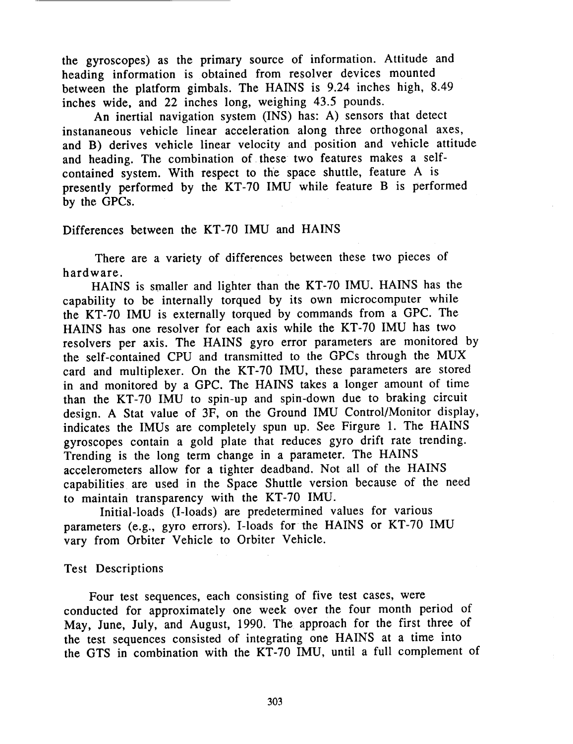the gyroscopes) as the primary source of information. Attitude and heading information is obtained from resolver devices mounted between the platform gimbals. The HAINS is 9.24 inches high, 8.49 inches wide, and 22 inches long, weighing 43.5 pounds.

An inertial navigation system (INS) has: A) sensors that detect instananeous vehicle linear acceleration along three orthogonal axes, and B) derives vehicle linear velocity and position and vehicle attitude and heading. The combination of these two features makes a self-contained system. With respect to the space shuttle, feature A is presently performed by the KT-70 IMU while feature B is performed by the GPCs.

## Differences between the KT-70 IMU and HAINS

There are a variety of differences between these two pieces of hardware.

HAINS is smaller and lighter than the KT-70 IMU. HAINS has the capability to be internally torqued by its own microcomputer while the KT-70 IMU is externally torqued by commands from a GPC. The HAINS has one resolver for each axis while the KT-70 IMU has two resolvers per axis. The HAINS gyro error parameters are monitored by the self-contained CPU and transmitted to the GPCs through the MUX card and multiplexer. On the KT-70 IMU, these parameters are stored in and monitored by a GPC. The HAINS takes a longer amount of time than the KT-70 IMU to spin-up and spin-down due to braking circuit design. A Stat value of 3F, on the Ground IMU Control/Monitor display, indicates the IMUs are completely spun up. See Firgure 1. The HAINS gyroscopes contain a gold plate that reduces gyro drift rate trending. Trending is the long term change in a parameter. The HAINS accelerometers allow for a tighter deadband. Not all of the HAINS capabilities are used in the Space Shuttle version because of the need to maintain transparency with the KT-70 IMU.

Initial-loads (I-loads) are predetermined values for various parameters (e.g., gyro errors). I-loads for the HAINS or KT-70 IMU vary from Orbiter Vehicle to Orbiter Vehicle.

## Test Descriptions

Four test sequences, each consisting of five test cases, were conducted for approximately one week over the four month period of May, June, July, and August, 1990. The approach for the first three of the test sequences consisted of integrating one HAINS at a time into the GTS in combination with the KT-70 IMU, until a full complement of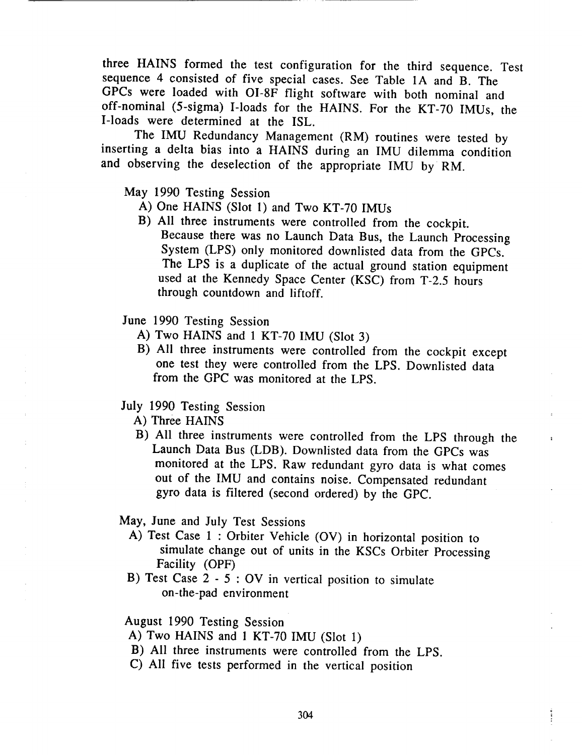three HAINS formed the test configuration for the third sequence. Test sequence 4 consisted of five special cases. See Table 1A and B. The GPCs were loaded with OI-8F flight software with both nominal and off-nominal (5-sigma) I-loads for the HAINS. For the KT-70 IMUs, the I-loads were determined at the ISL.

The IMU Redundancy Management (RM) routines were tested by inserting a delta bias into a HAINS during an IMU dilemma condition and observing the deselection of the appropriate IMU by RM.

May 1990 Testing Session

A) One HAINS (Slot 1) and Two KT-70 IMUs

B) All three instruments were controlled from the cockpit. Because there was no Launch Data Bus, the Launch Processing System (LPS) only monitored downlisted data from the GPCs. The LPS is a duplicate of the actual ground station equipment used at the Kennedy Space Center (KSC) from T-2.5 hours through countdown and liftoff.

June 1990 Testing Session

A) Two HAINS and 1 KT-70 IMU (Slot 3)

B) All three instruments were controlled from the cockpit except one test they were controlled from the LPS. Downlisted data from the GPC was monitored at the LPS.

July 1990 Testing Session

A) Three HAINS

B) All three instruments were controlled from the LPS through the Launch Data Bus (LDB). Downlisted data from the GPCs was monitored at the LPS. Raw redundant gyro data is what comes out of the IMU and contains noise. Compensated redundant gyro data is filtered (second ordered) by the GPC.

May, June and July Test Sessions

A) Test Case 1 : Orbiter Vehicle (OV) in horizontal position to simulate change out of units in the KSCs Orbiter Processing Facility (OPF)

B) Test Case 2 - 5 : OV in vertical position to simulate on-the-pad environment

August 1990 Testing Session

A) Two HAINS and 1 KT-70 IMU (Slot 1)

B) All three instruments were controlled from the LPS.

C) All five tests performed in the vertical position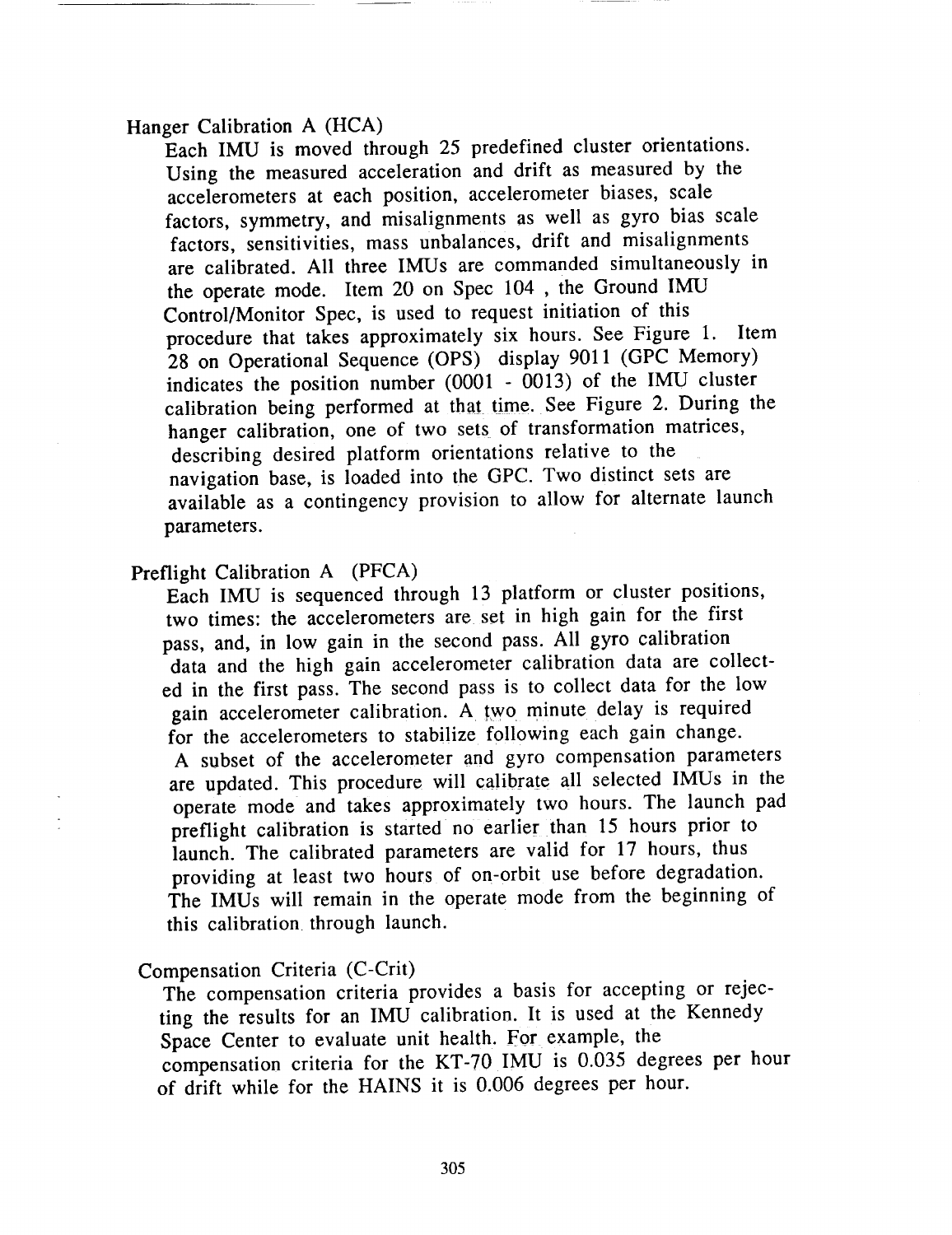### Hanger Calibration A (HCA)

Each IMU is moved through 25 predefined cluster orientations. Using the measured acceleration and drift as measured by the accelerometers at each position, accelerometer biases, scale factors, symmetry, and misalignments as well as gyro bias scale factors, sensitivities, mass unbalances, drift and misalignments are calibrated. All three IMUs are commanded simultaneously in the operate mode. Item 20 on Spec 104 , the Ground IMU Control/Monitor Spec, is used to request initiation of this procedure that takes approximately six hours. See Figure 1. Item 28 on Operational Sequence (OPS) display 9011 (GPC Memory) indicates the position number (0001 - 0013) of the IMU cluster calibration being performed at that time. See Figure 2. During the hanger calibration, one of two sets of transformation matrices, describing desired platform orientations relative to the navigation base, is loaded into the GPC. Two distinct sets are available as a contingency provision to allow for alternate launch parameters.

### Preflight Calibration A (PFCA)

Each IMU is sequenced through 13 platform or cluster positions, two times: the accelerometers are set in high gain for the first pass, and, in low gain in the second pass. All gyro calibration data and the high gain accelerometer calibration data are collected in the first pass. The second pass is to collect data for the low gain accelerometer calibration. A two minute delay is required for the accelerometers to stabilize following each gain change. A subset of the accelerometer and gyro compensation parameters are updated. This procedure will calibrate all selected IMUs in the operate mode and takes approximately two hours. The launch pad preflight calibration is started no earlier than 15 hours prior to launch. The calibrated parameters are valid for 17 hours, thus providing at least two hours of on-orbit use before degradation. The IMUs will remain in the operate mode from the beginning of this calibration through launch.

### Compensation Criteria (C-Crit)

The compensation criteria provides a basis for accepting or rejecting the results for an IMU calibration. It is used at the Kennedy Space Center to evaluate unit health. For example, the compensation criteria for the KT-70 IMU is 0.035 degrees per hour of drift while for the HAINS it is 0.006 degrees per hour.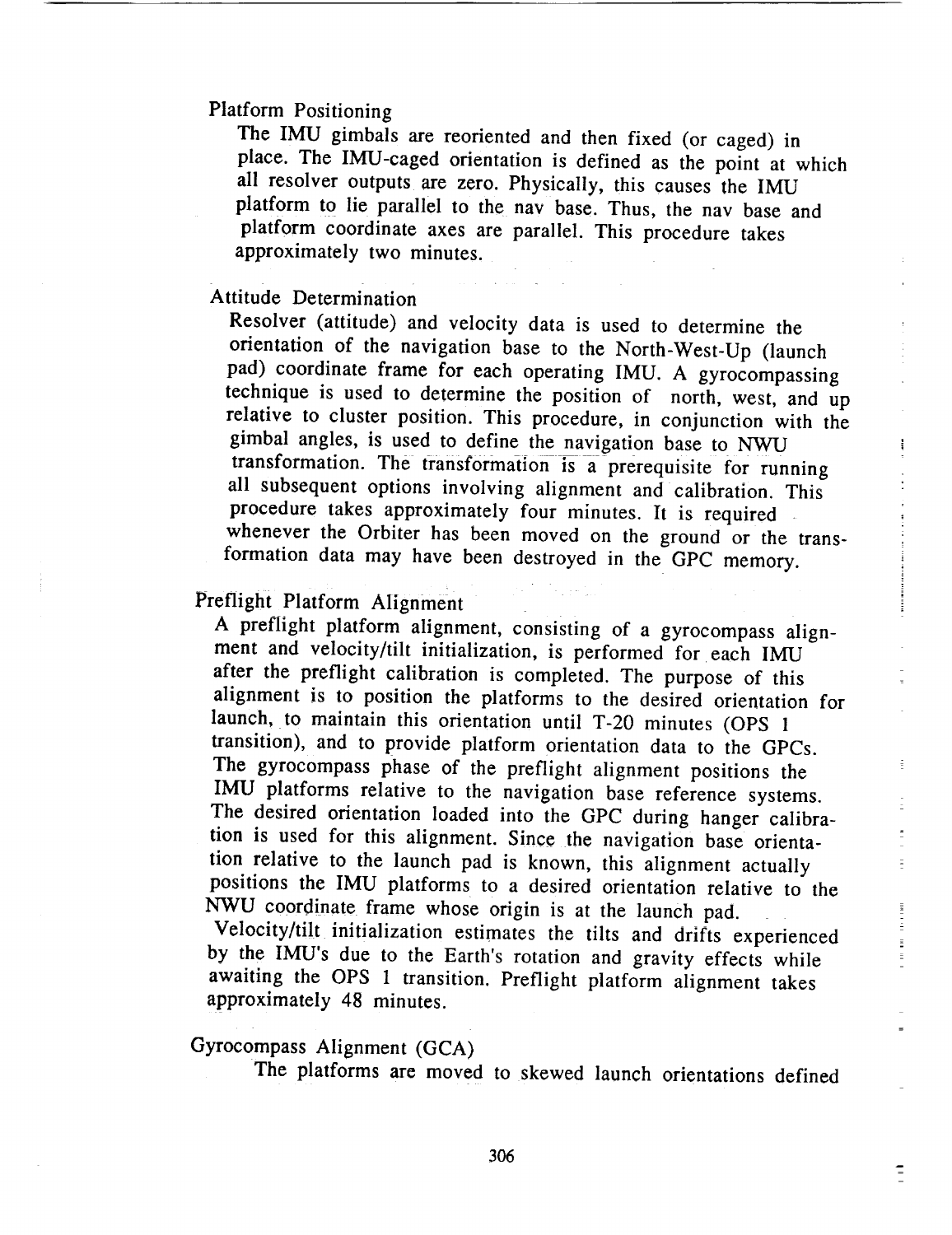### Platform Positioning

The IMU gimbals are reoriented and then fixed (or caged) in place. The IMU-caged orientation is defined as the point at which all resolver outputs are zero. Physically, this causes the IMU platform to lie parallel to the nav base. Thus, the nav base and platform coordinate axes are parallel. This procedure takes approximately two minutes.

### Attitude Determination

Resolver (attitude) and velocity data is used to determine the orientation of the navigation base to the North-West-Up (launch pad) coordinate frame for each operating IMU. A gyrocompassing technique is used to determine the position of north, west, and up relative to cluster position. This procedure, in conjunction with the gimbal angles, is used to define the navigation base to NWU transformation. The transformation is a prerequisite for running all subsequent options involving alignment and calibration. This procedure takes approximately four minutes. It is required whenever the Orbiter has been moved on the ground or the transformation data may have been destroyed in the GPC memory.

### Preflight Platform Alignment

A preflight platform alignment, consisting of a gyrocompass alignment and velocity/tilt initialization, is performed for each IMU after the preflight calibration is completed. The purpose of this alignment is to position the platforms to the desired orientation for launch, to maintain this orientation until T-20 minutes (OPS 1 transition), and to provide platform orientation data to the GPCs. The gyrocompass phase of the preflight alignment positions the IMU platforms relative to the navigation base reference systems. The desired orientation loaded into the GPC during hanger calibration is used for this alignment. Since the navigation base orientation relative to the launch pad is known, this alignment actually positions the IMU platforms to a desired orientation relative to the NWU coordinate frame whose origin is at the launch pad. Velocity/tilt initialization estimates the tilts and drifts experienced by the IMU's due to the Earth's rotation and gravity effects while awaiting the OPS 1 transition. Preflight platform alignment takes approximately 48 minutes.

### Gyrocompass Alignment (GCA)

The platforms are moved to skewed launch orientations defined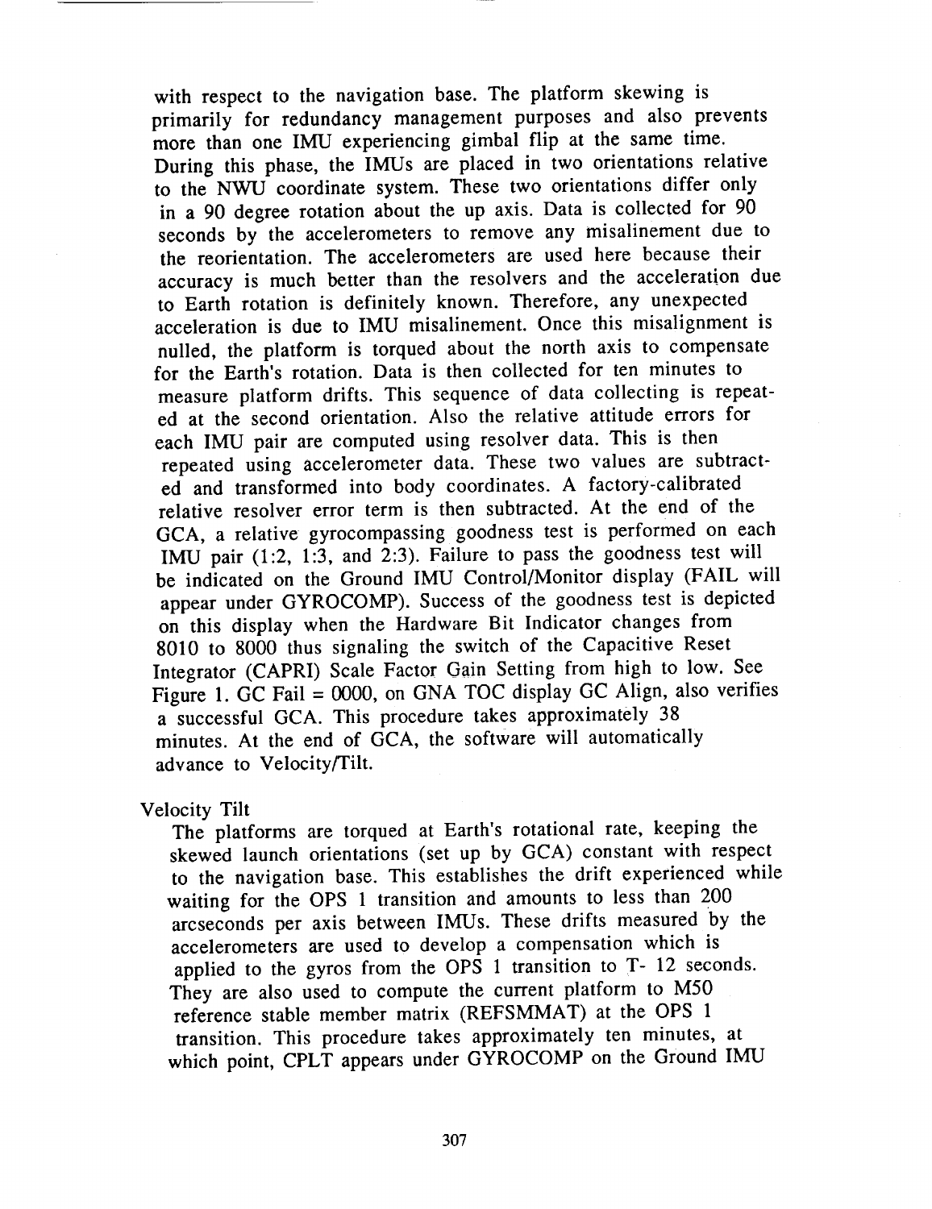with respect to the navigation base. The platform skewing is primarily for redundancy management purposes and also prevents more than one IMU experiencing gimbal flip at the same time. During this phase, the IMUs are placed in two orientations relative to the NWU coordinate system. These two orientations differ only in a 90 degree rotation about the up axis. Data is collected for 90 seconds by the accelerometers to remove any misalinement due to the reorientation. The accelerometers are used here because their accuracy is much better than the resolvers and the acceleration due to Earth rotation is definitely known. Therefore, any unexpected acceleration is due to IMU misalinement. Once this misalignment is nulled, the platform is torqued about the north axis to compensate for the Earth's rotation. Data is then collected for ten minutes to measure platform drifts. This sequence of data collecting is repeated at the second orientation. Also the relative attitude errors for each IMU pair are computed using resolver data. This is then repeated using accelerometer data. These two values are subtracted and transformed into body coordinates. A factory-calibrated relative resolver error term is then subtracted. At the end of the GCA, a relative gyrocompassing goodness test is performed on each IMU pair (1:2, 1:3, and 2:3). Failure to pass the goodness test will be indicated on the Ground IMU Control/Monitor display (FAIL will appear under GYROCOMP). Success of the goodness test is depicted on this display when the Hardware Bit Indicator changes from 8010 to 8000 thus signaling the switch of the Capacitive Reset Integrator (CAPRI) Scale Factor Gain Setting from high to low. See Figure 1. GC Fail = 0000, on GNA TOC display GC Align, also verifies a successful GCA. This procedure takes approximately 38 minutes. At the end of GCA, the software will automatically advance to Velocity/Tilt.

Velocity Tilt

The platforms are torqued at Earth's rotational rate, keeping the skewed launch orientations (set up by GCA) constant with respect to the navigation base. This establishes the drift experienced while waiting for the OPS 1 transition and amounts to less than 200 arcseconds per axis between IMUs. These drifts measured by the accelerometers are used to develop a compensation which is applied to the gyros from the OPS 1 transition to T- 12 seconds. They are also used to compute the current platform to M50 reference stable member matrix (REFSMMAT) at the OPS 1 transition. This procedure takes approximately ten minutes, at which point, CPLT appears under GYROCOMP on the Ground IMU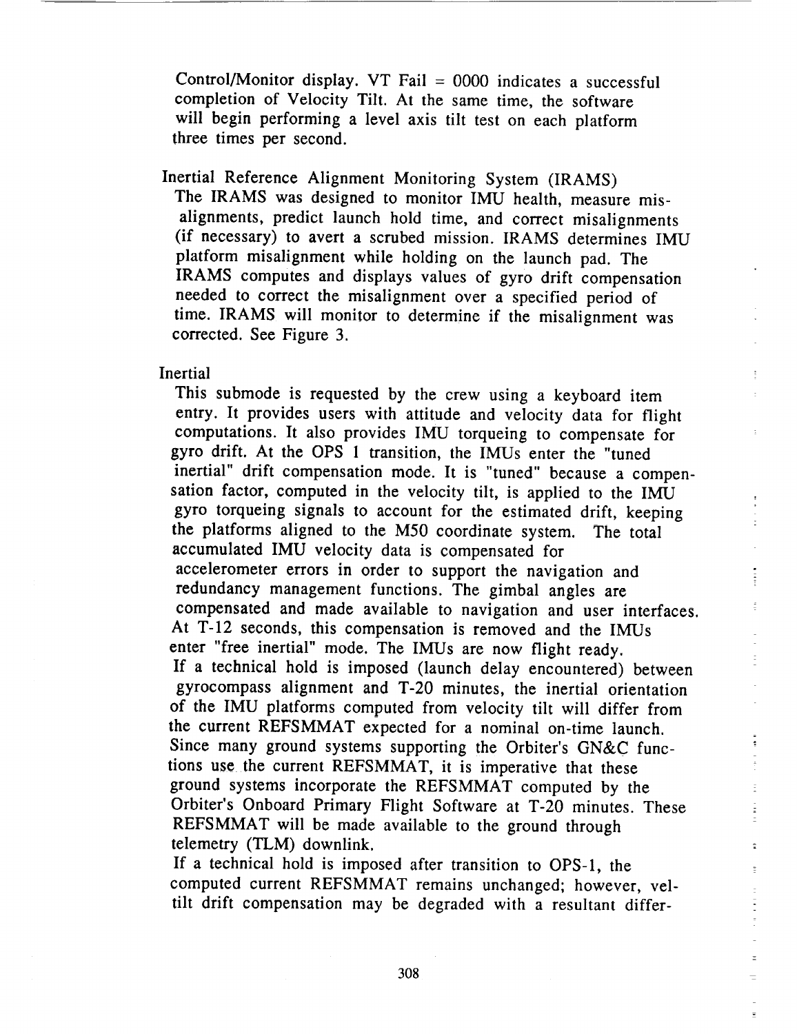Control/Monitor display. VT Fail = 0000 indicates a successful completion of Velocity Tilt. At the same time, the software will begin performing a level axis tilt test on each platform three times per second.

### Inertial Reference Alignment Monitoring System (IRAMS)

The IRAMS was designed to monitor IMU health, measure misalignments, predict launch hold time, and correct misalignments (if necessary) to avert a scrubed mission. IRAMS determines IMU platform misalignment while holding on the launch pad. The IRAMS computes and displays values of gyro drift compensation needed to correct the misalignment over a specified period of time. IRAMS will monitor to determine if the misalignment was corrected. See Figure 3.

### Inertial

This submode is requested by the crew using a keyboard item entry. It provides users with attitude and velocity data for flight computations. It also provides IMU torqueing to compensate for gyro drift. At the OPS 1 transition, the IMUs enter the "tuned inertial" drift compensation mode. It is "tuned" because a compensation factor, computed in the velocity tilt, is applied to the IMU gyro torqueing signals to account for the estimated drift, keeping the platforms aligned to the M50 coordinate system. The total accumulated IMU velocity data is compensated for accelerometer errors in order to support the navigation and redundancy management functions. The gimbal angles are compensated and made available to navigation and user interfaces. At T-12 seconds, this compensation is removed and the IMUs enter "free inertial" mode. The IMUs are now flight ready.

If a technical hold is imposed (launch delay encountered) between gyrocompass alignment and T-20 minutes, the inertial orientation of the IMU platforms computed from velocity tilt will differ from the current REFSMMAT expected for a nominal on-time launch. Since many ground systems supporting the Orbiter's GN&C functions use the current REFSMMAT, it is imperative that these ground systems incorporate the REFSMMAT computed by the Orbiter's Onboard Primary Flight Software at T-20 minutes. These REFSMMAT will be made available to the ground through telemetry (TLM) downlink.

If a technical hold is imposed after transition to OPS-1, the computed current REFSMMAT remains unchanged; however, vel-tilt drift compensation may be degraded with a resultant differ-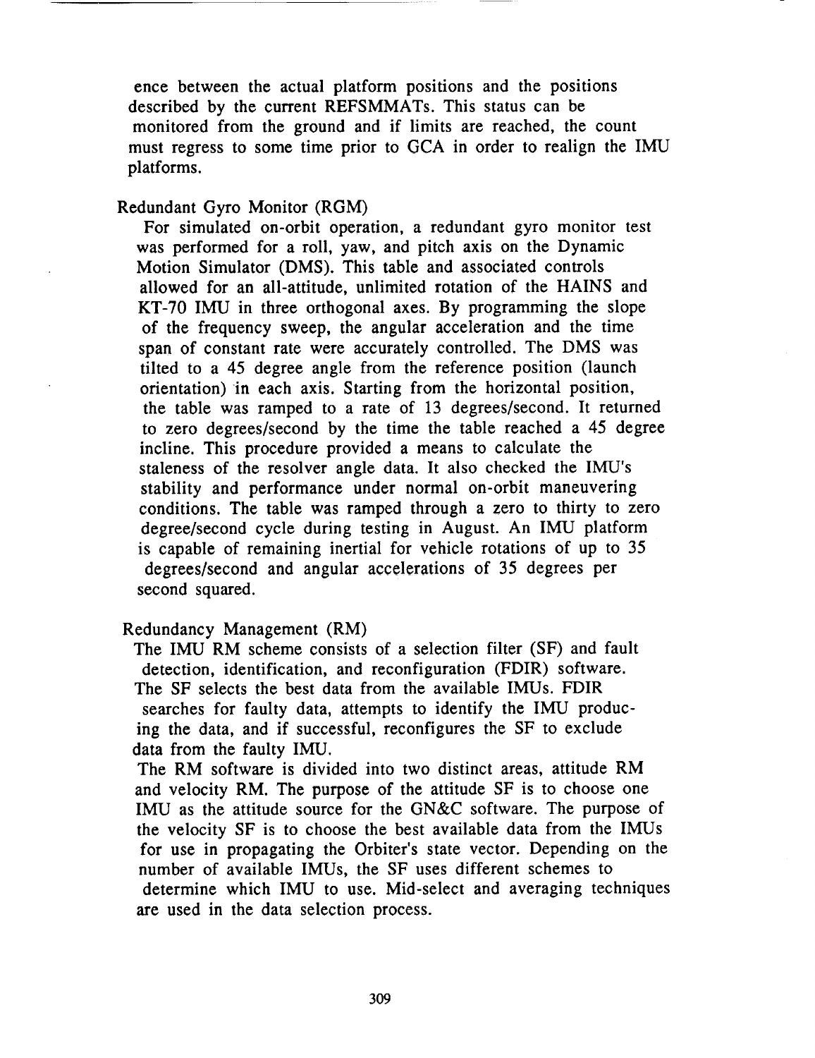ence between the actual platform positions and the positions described by the current REFSMMATs. This status can be monitored from the ground and if limits are reached, the count must regress to some time prior to GCA in order to realign the IMU platforms.

### Redundant Gyro Monitor (RGM)

For simulated on-orbit operation, a redundant gyro monitor test was performed for a roll, yaw, and pitch axis on the Dynamic Motion Simulator (DMS). This table and associated controls allowed for an all-attitude, unlimited rotation of the HAINS and KT-70 IMU in three orthogonal axes. By programming the slope of the frequency sweep, the angular acceleration and the time span of constant rate were accurately controlled. The DMS was tilted to a 45 degree angle from the reference position (launch orientation) in each axis. Starting from the horizontal position, the table was ramped to a rate of 13 degrees/second. It returned to zero degrees/second by the time the table reached a 45 degree incline. This procedure provided a means to calculate the staleness of the resolver angle data. It also checked the IMU's stability and performance under normal on-orbit maneuvering conditions. The table was ramped through a zero to thirty to zero degree/second cycle during testing in August. An IMU platform is capable of remaining inertial for vehicle rotations of up to 35 degrees/second and angular accelerations of 35 degrees per second squared.

### Redundancy Management (RM)

The IMU RM scheme consists of a selection filter (SF) and fault detection, identification, and reconfiguration (FDIR) software. The SF selects the best data from the available IMUs. FDIR searches for faulty data, attempts to identify the IMU producing the data, and if successful, reconfigures the SF to exclude data from the faulty IMU.

The RM software is divided into two distinct areas, attitude RM and velocity RM. The purpose of the attitude SF is to choose one IMU as the attitude source for the GN&C software. The purpose of the velocity SF is to choose the best available data from the IMUs for use in propagating the Orbiter's state vector. Depending on the number of available IMUs, the SF uses different schemes to determine which IMU to use. Mid-select and averaging techniques are used in the data selection process.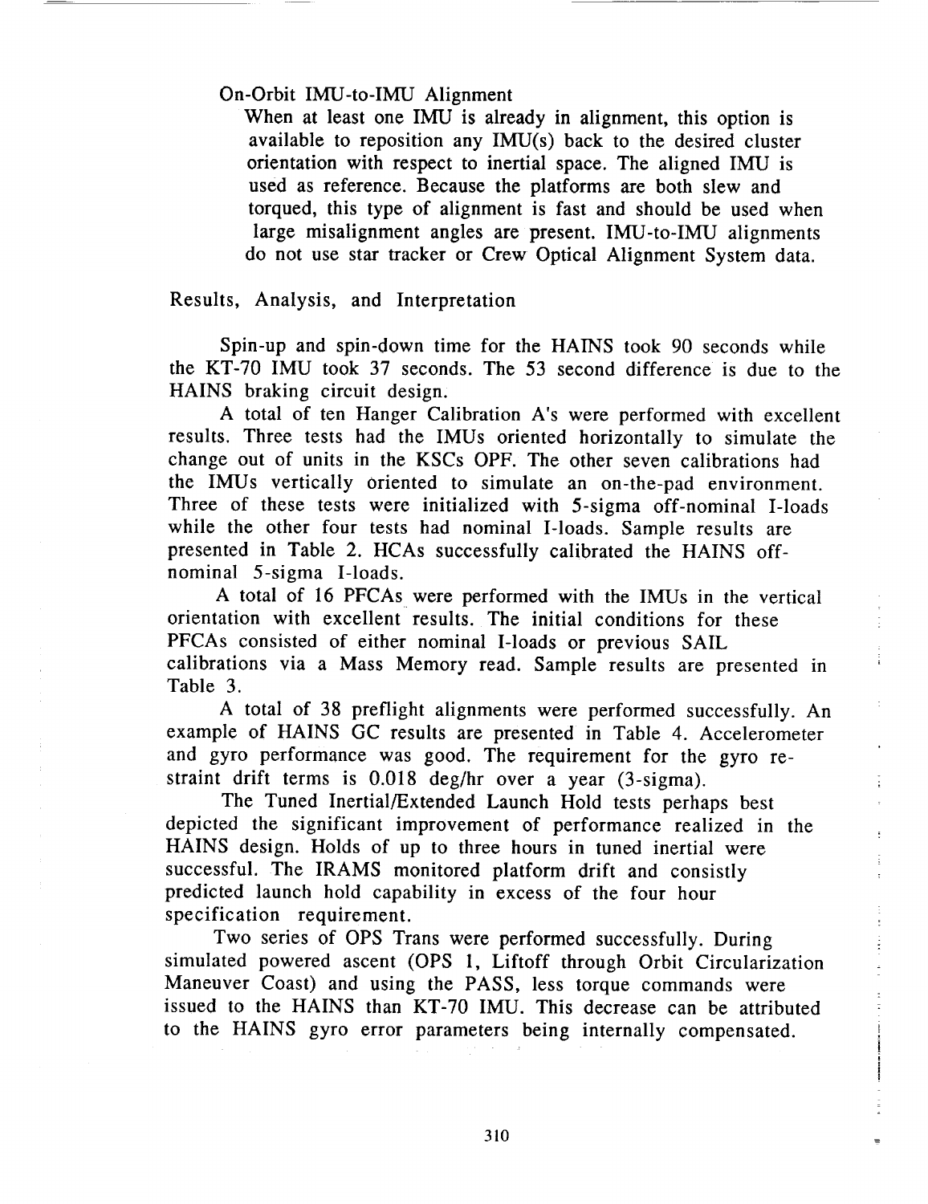On-Orbit IMU-to-IMU Alignment

When at least one IMU is already in alignment, this option is available to reposition any IMU(s) back to the desired cluster orientation with respect to inertial space. The aligned IMU is used as reference. Because the platforms are both slew and torqued, this type of alignment is fast and should be used when large misalignment angles are present. IMU-to-IMU alignments do not use star tracker or Crew Optical Alignment System data.

## Results, Analysis, and Interpretation

Spin-up and spin-down time for the HAINS took 90 seconds while the KT-70 IMU took 37 seconds. The 53 second difference is due to the HAINS braking circuit design.

A total of ten Hanger Calibration A's were performed with excellent results. Three tests had the IMUs oriented horizontally to simulate the change out of units in the KSCs OPF. The other seven calibrations had the IMUs vertically oriented to simulate an on-the-pad environment. Three of these tests were initialized with 5-sigma off-nominal I-loads while the other four tests had nominal I-loads. Sample results are presented in Table 2. HCAs successfully calibrated the HAINS off-nominal 5-sigma I-loads.

A total of 16 PFCAs were performed with the IMUs in the vertical orientation with excellent results. The initial conditions for these PFCAs consisted of either nominal I-loads or previous SAIL calibrations via a Mass Memory read. Sample results are presented in Table 3.

A total of 38 preflight alignments were performed successfully. An example of HAINS GC results are presented in Table 4. Accelerometer and gyro performance was good. The requirement for the gyro restraint drift terms is 0.018 deg/hr over a year (3-sigma).

The Tuned Inertial/Extended Launch Hold tests perhaps best depicted the significant improvement of performance realized in the HAINS design. Holds of up to three hours in tuned inertial were successful. The IRAMS monitored platform drift and consistly predicted launch hold capability in excess of the four hour specification requirement.

Two series of OPS Trans were performed successfully. During simulated powered ascent (OPS 1, Liftoff through Orbit Circularization Maneuver Coast) and using the PASS, less torque commands were issued to the HAINS than KT-70 IMU. This decrease can be attributed to the HAINS gyro error parameters being internally compensated.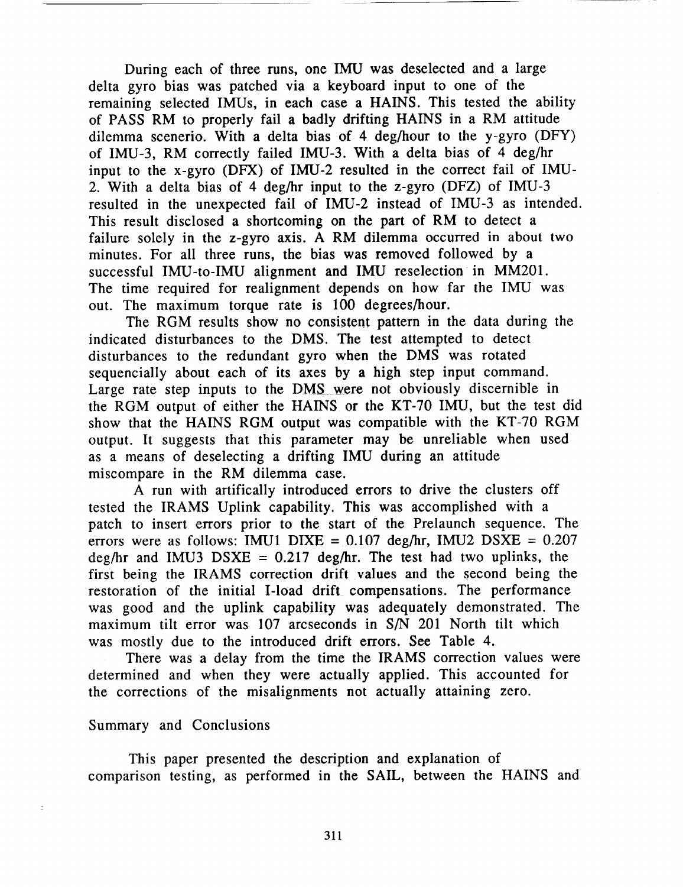During each of three runs, one IMU was deselected and a large delta gyro bias was patched via a keyboard input to one of the remaining selected IMUs, in each case a HAINS. This tested the ability of PASS RM to properly fail a badly drifting HAINS in a RM attitude dilemma scenerio. With a delta bias of 4 deg/hour to the y-gyro (DFY) of IMU-3, RM correctly failed IMU-3. With a delta bias of 4 deg/hr input to the x-gyro (DFX) of IMU-2 resulted in the correct fail of IMU-2. With a delta bias of 4 deg/hr input to the z-gyro (DFZ) of IMU-3 resulted in the unexpected fail of IMU-2 instead of IMU-3 as intended. This result disclosed a shortcoming on the part of RM to detect a failure solely in the z-gyro axis. A RM dilemma occurred in about two minutes. For all three runs, the bias was removed followed by a successful IMU-to-IMU alignment and IMU reselection in MM201. The time required for realignment depends on how far the IMU was out. The maximum torque rate is 100 degrees/hour.

The RGM results show no consistent pattern in the data during the indicated disturbances to the DMS. The test attempted to detect disturbances to the redundant gyro when the DMS was rotated sequencially about each of its axes by a high step input command. Large rate step inputs to the DMS were not obviously discernible in the RGM output of either the HAINS or the KT-70 IMU, but the test did show that the HAINS RGM output was compatible with the KT-70 RGM output. It suggests that this parameter may be unreliable when used as a means of deselecting a drifting IMU during an attitude miscompare in the RM dilemma case.

A run with artifically introduced errors to drive the clusters off tested the IRAMS Uplink capability. This was accomplished with a patch to insert errors prior to the start of the Prelaunch sequence. The errors were as follows: IMU1 DIXE = 0.107 deg/hr, IMU2 DSXE = 0.207 deg/hr and IMU3 DSXE = 0.217 deg/hr. The test had two uplinks, the first being the IRAMS correction drift values and the second being the restoration of the initial I-load drift compensations. The performance was good and the uplink capability was adequately demonstrated. The maximum tilt error was 107 arcseconds in S/N 201 North tilt which was mostly due to the introduced drift errors. See Table 4.

There was a delay from the time the IRAMS correction values were determined and when they were actually applied. This accounted for the corrections of the misalignments not actually attaining zero.

## Summary and Conclusions

This paper presented the description and explanation of comparison testing, as performed in the SAIL, between the HAINS and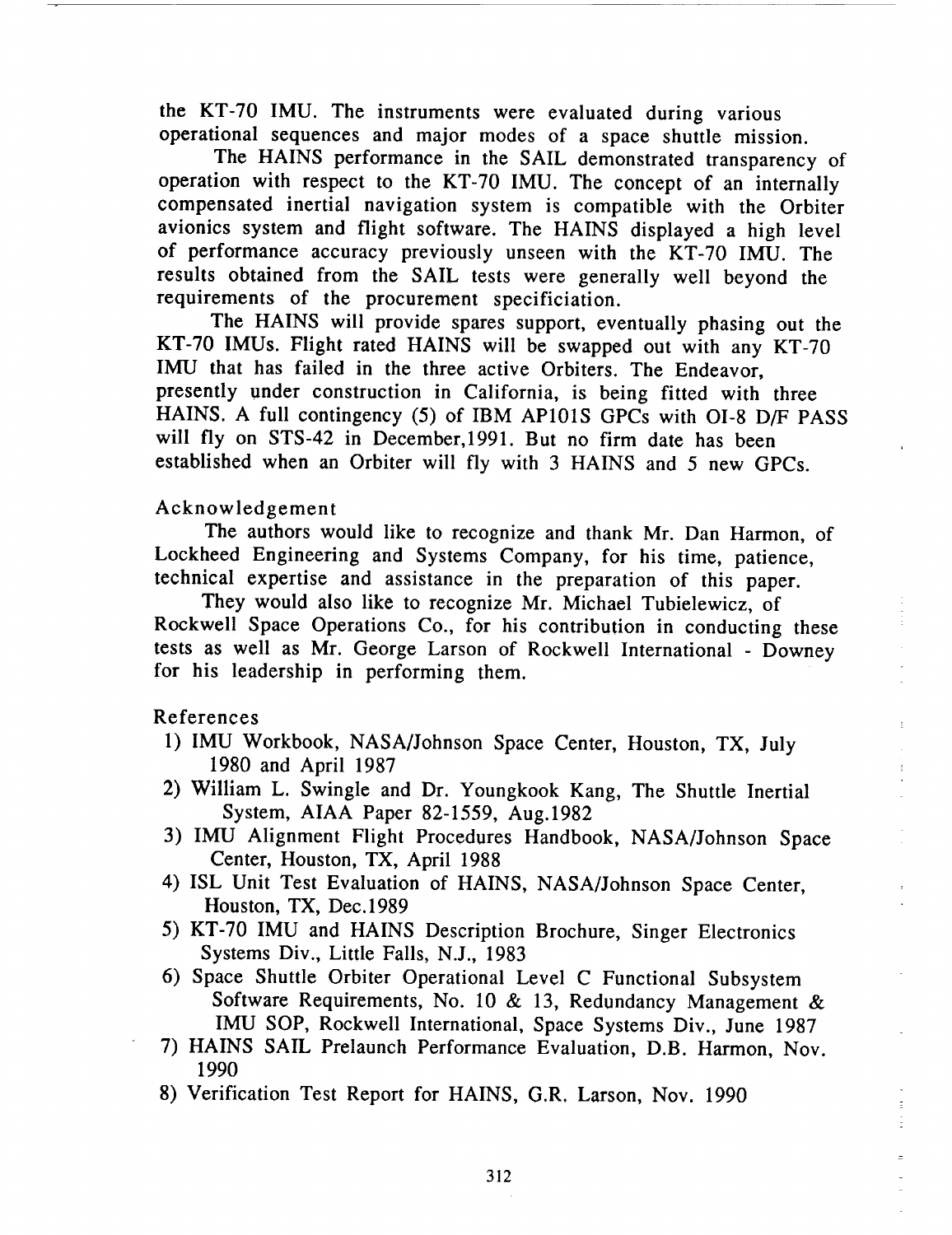the KT-70 IMU. The instruments were evaluated during various operational sequences and major modes of a space shuttle mission.

The HAINS performance in the SAIL demonstrated transparency of operation with respect to the KT-70 IMU. The concept of an internally compensated inertial navigation system is compatible with the Orbiter avionics system and flight software. The HAINS displayed a high level of performance accuracy previously unseen with the KT-70 IMU. The results obtained from the SAIL tests were generally well beyond the requirements of the procurement specificiation.

The HAINS will provide spares support, eventually phasing out the KT-70 IMUs. Flight rated HAINS will be swapped out with any KT-70 IMU that has failed in the three active Orbiters. The Endeavor, presently under construction in California, is being fitted with three HAINS. A full contingency (5) of IBM AP101S GPCs with OI-8 D/F PASS will fly on STS-42 in December,1991. But no firm date has been established when an Orbiter will fly with 3 HAINS and 5 new GPCs.

## Acknowledgement

The authors would like to recognize and thank Mr. Dan Harmon, of Lockheed Engineering and Systems Company, for his time, patience, technical expertise and assistance in the preparation of this paper.

They would also like to recognize Mr. Michael Tubielewicz, of Rockwell Space Operations Co., for his contribution in conducting these tests as well as Mr. George Larson of Rockwell International - Downey for his leadership in performing them.

## References

1) IMU Workbook, NASA/Johnson Space Center, Houston, TX, July 1980 and April 1987
2) William L. Swingle and Dr. Youngkook Kang, The Shuttle Inertial System, AIAA Paper 82-1559, Aug.1982
3) IMU Alignment Flight Procedures Handbook, NASA/Johnson Space Center, Houston, TX, April 1988
4) ISL Unit Test Evaluation of HAINS, NASA/Johnson Space Center, Houston, TX, Dec.1989
5) KT-70 IMU and HAINS Description Brochure, Singer Electronics Systems Div., Little Falls, N.J., 1983
6) Space Shuttle Orbiter Operational Level C Functional Subsystem Software Requirements, No. 10 & 13, Redundancy Management & IMU SOP, Rockwell International, Space Systems Div., June 1987
7) HAINS SAIL Prelaunch Performance Evaluation, D.B. Harmon, Nov. 1990
8) Verification Test Report for HAINS, G.R. Larson, Nov. 1990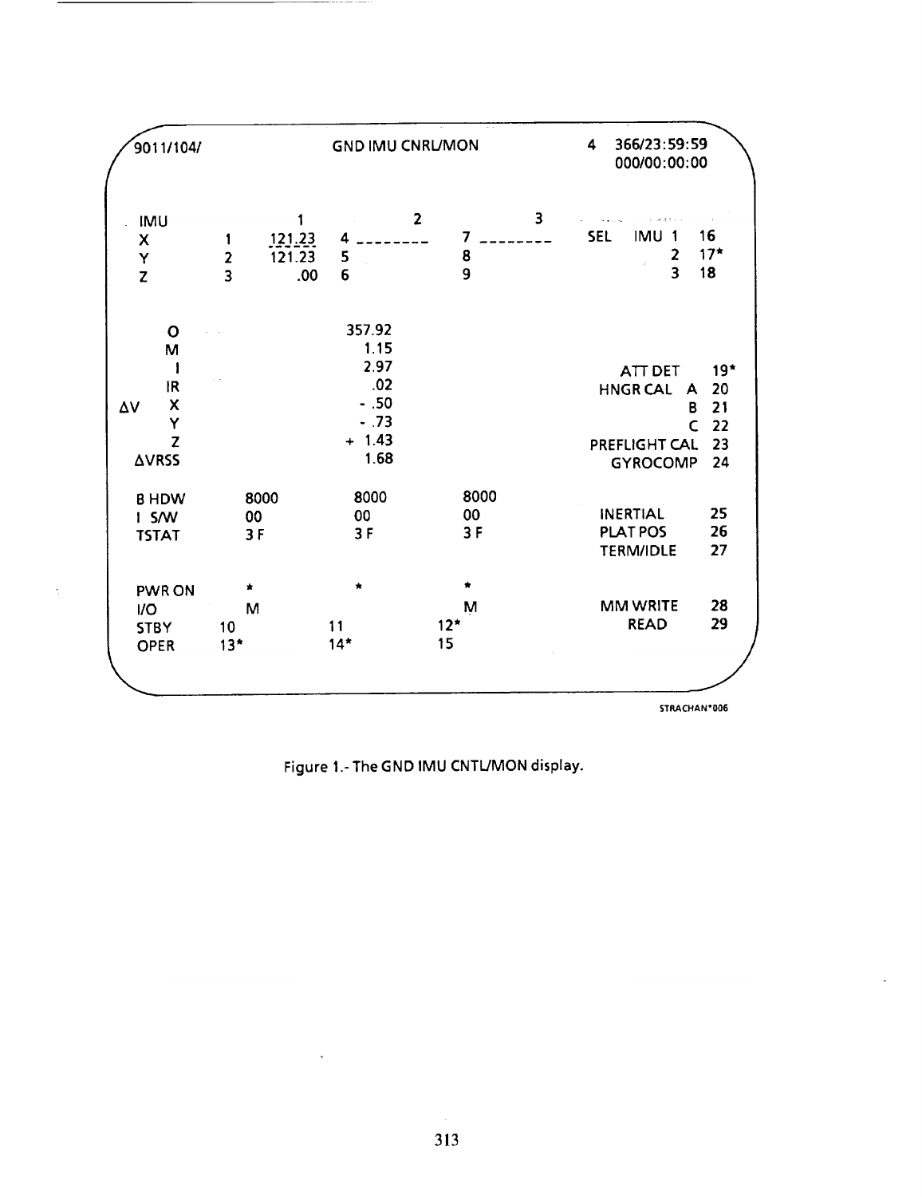```
9011/104/                    GND IMU CNRL/MON                  4   366/23:59:59
                                                                   000/00:00:00

 IMU            1              2              3
 X       1   121.23    4 --------     7 --------     SEL   IMU 1   16
 Y       2   121.23    5              8                        2   17*
 Z       3      .00    6              9                        3   18

     O                   357.92
     M                     1.15
     I                     2.97                           ATT DET      19*
     IR                     .02                         HNGR CAL  A   20
 ΔV  X                    - .50                                   B   21
     Y                    - .73                                   C   22
     Z                    + 1.43                       PREFLIGHT CAL  23
 ΔVRSS                     1.68                           GYROCOMP    24

 B HDW       8000          8000           8000
 I S/W       00            00             00              INERTIAL     25
 TSTAT       3 F           3 F            3 F             PLAT POS     26
                                                          TERM/IDLE    27

 PWR ON      *             *              *
 I/O         M                            M               MM WRITE     28
 STBY     10            11             12*                   READ      29
 OPER     13*           14*            15
```

STRACHAN*006

Figure 1.- The GND IMU CNTL/MON display.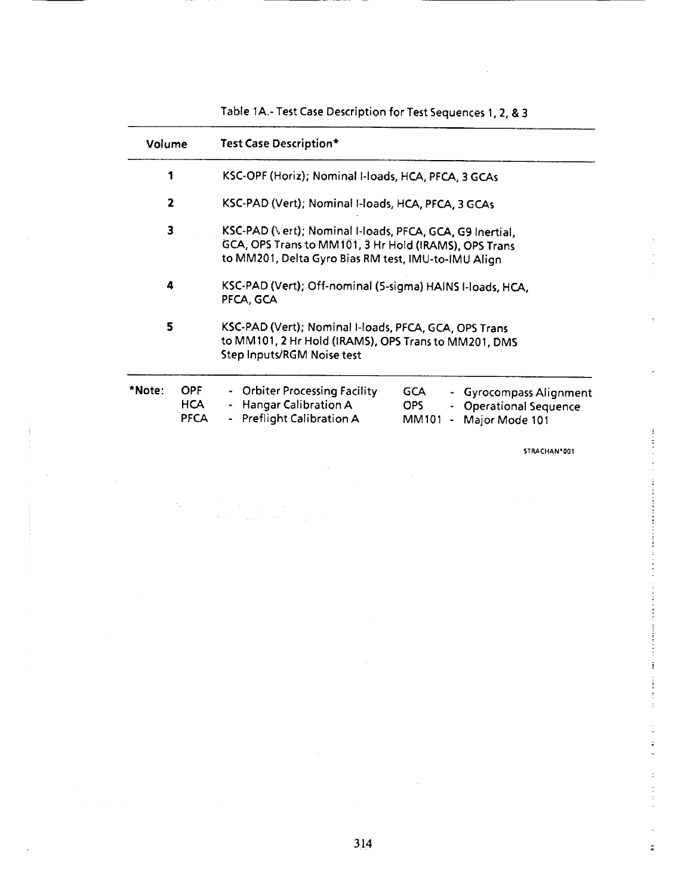Table 1A.- Test Case Description for Test Sequences 1, 2, & 3

| Volume | Test Case Description* |
|---|---|
| 1 | KSC-OPF (Horiz); Nominal I-loads, HCA, PFCA, 3 GCAs |
| 2 | KSC-PAD (Vert); Nominal I-loads, HCA, PFCA, 3 GCAs |
| 3 | KSC-PAD (Vert); Nominal I-loads, PFCA, GCA, G9 Inertial, GCA, OPS Trans to MM101, 3 Hr Hold (IRAMS), OPS Trans to MM201, Delta Gyro Bias RM test, IMU-to-IMU Align |
| 4 | KSC-PAD (Vert); Off-nominal (5-sigma) HAINS I-loads, HCA, PFCA, GCA |
| 5 | KSC-PAD (Vert); Nominal I-loads, PFCA, GCA, OPS Trans to MM101, 2 Hr Hold (IRAMS), OPS Trans to MM201, DMS Step Inputs/RGM Noise test |

*Note:

- OPF - Orbiter Processing Facility
- HCA - Hangar Calibration A
- PFCA - Preflight Calibration A
- GCA - Gyrocompass Alignment
- OPS - Operational Sequence
- MM101 - Major Mode 101

STRACHAN*001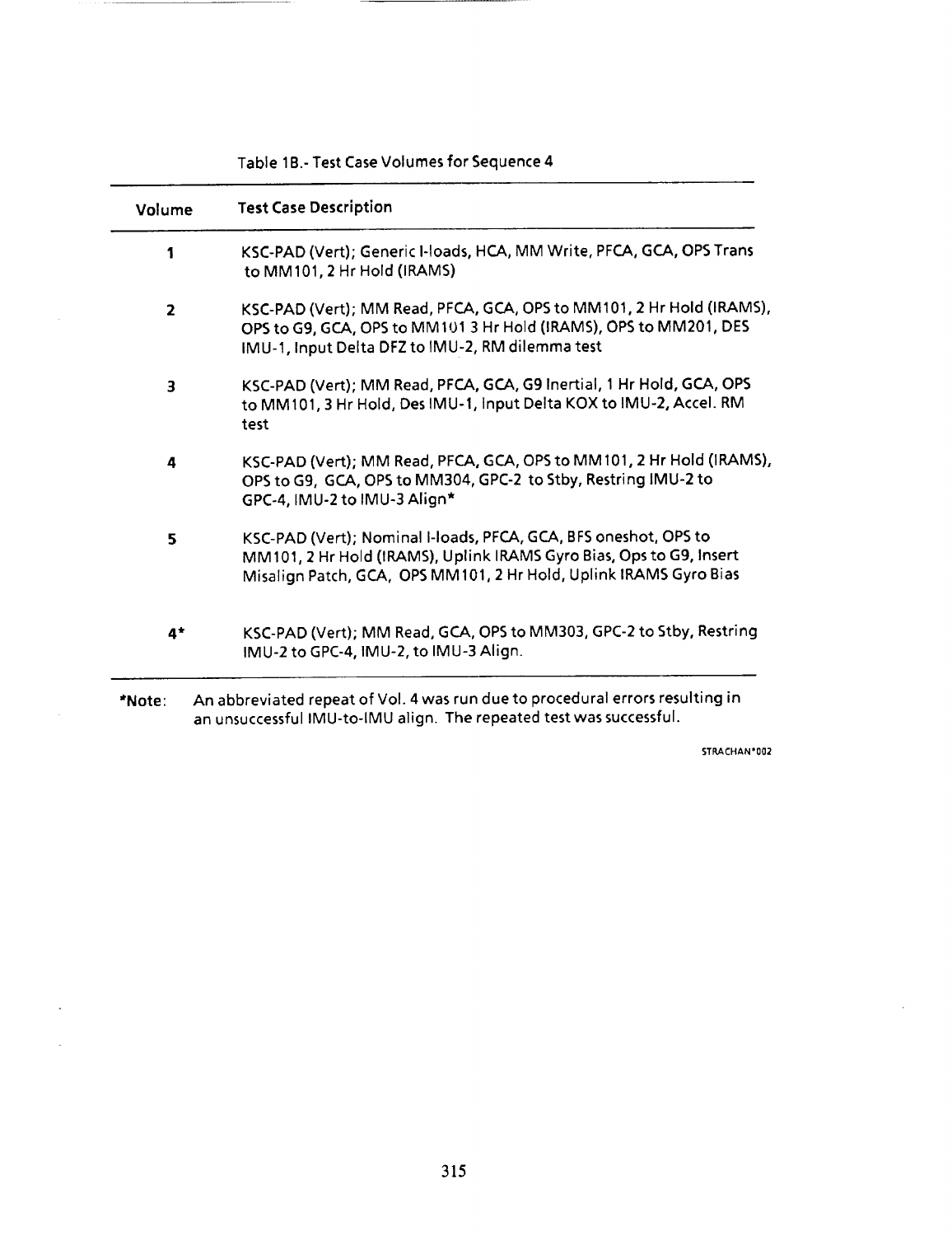Table 1B.- Test Case Volumes for Sequence 4

| Volume | Test Case Description |
|---|---|
| 1 | KSC-PAD (Vert); Generic I-loads, HCA, MM Write, PFCA, GCA, OPS Trans to MM101, 2 Hr Hold (IRAMS) |
| 2 | KSC-PAD (Vert); MM Read, PFCA, GCA, OPS to MM101, 2 Hr Hold (IRAMS), OPS to G9, GCA, OPS to MM101 3 Hr Hold (IRAMS), OPS to MM201, DES IMU-1, Input Delta DFZ to IMU-2, RM dilemma test |
| 3 | KSC-PAD (Vert); MM Read, PFCA, GCA, G9 Inertial, 1 Hr Hold, GCA, OPS to MM101, 3 Hr Hold, Des IMU-1, Input Delta KOX to IMU-2, Accel. RM test |
| 4 | KSC-PAD (Vert); MM Read, PFCA, GCA, OPS to MM101, 2 Hr Hold (IRAMS), OPS to G9, GCA, OPS to MM304, GPC-2 to Stby, Restring IMU-2 to GPC-4, IMU-2 to IMU-3 Align* |
| 5 | KSC-PAD (Vert); Nominal I-loads, PFCA, GCA, BFS oneshot, OPS to MM101, 2 Hr Hold (IRAMS), Uplink IRAMS Gyro Bias, Ops to G9, Insert Misalign Patch, GCA, OPS MM101, 2 Hr Hold, Uplink IRAMS Gyro Bias |
| 4* | KSC-PAD (Vert); MM Read, GCA, OPS to MM303, GPC-2 to Stby, Restring IMU-2 to GPC-4, IMU-2, to IMU-3 Align. |

*Note: An abbreviated repeat of Vol. 4 was run due to procedural errors resulting in an unsuccessful IMU-to-IMU align. The repeated test was successful.

STRACHAN*002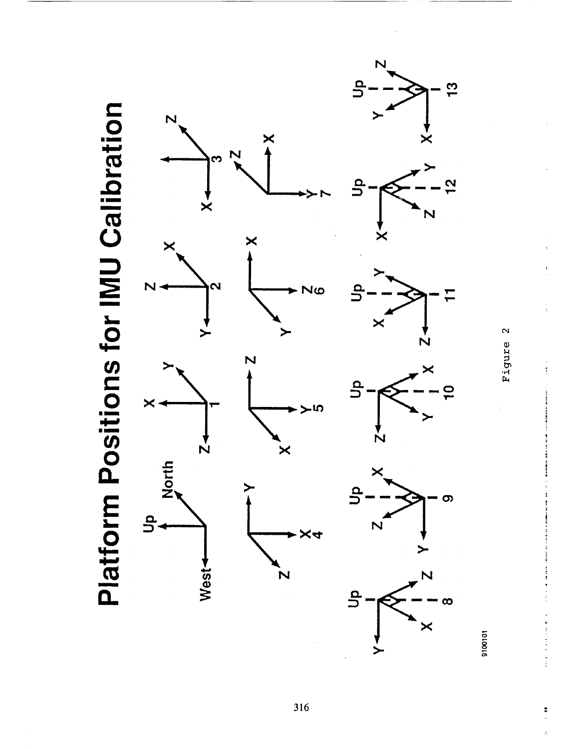# Platform Positions for IMU Calibration

Figure 2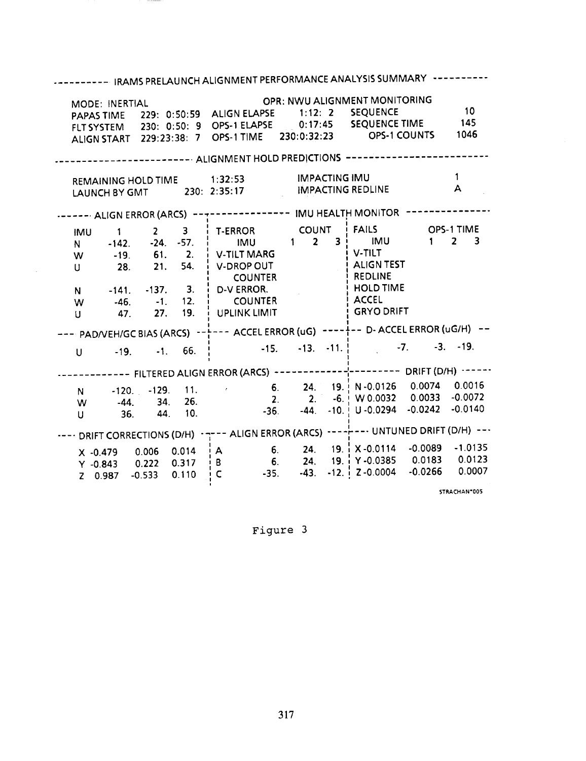```
---------- IRAMS PRELAUNCH ALIGNMENT PERFORMANCE ANALYSIS SUMMARY ----------

MODE: INERTIAL                                  OPR: NWU ALIGNMENT MONITORING
PAPAS TIME    229: 0:50:59  ALIGN ELAPSE    1:12: 2    SEQUENCE            10
FLT SYSTEM    230: 0:50: 9  OPS-1 ELAPSE    0:17:45    SEQUENCE TIME      145
ALIGN START   229:23:38: 7  OPS-1 TIME    230:0:32:23     OPS-1 COUNTS   1046

------------------------ ALIGNMENT HOLD PREDICTIONS ------------------------

REMAINING HOLD TIME        1:32:53           IMPACTING IMU                 1
LAUNCH BY GMT         230: 2:35:17           IMPACTING REDLINE             A

------ ALIGN ERROR (ARCS) ---------------- IMU HEALTH MONITOR --------------

IMU      1      2      3   | T-ERROR        COUNT    | FAILS        OPS-1 TIME
N     -142.   -24.   -57.  |   IMU        1   2   3  |   IMU         1   2   3
W      -19.    61.     2.  | V-TILT MARG             | V-TILT
U       28.    21.    54.  | V-DROP OUT              | ALIGN TEST
                           |   COUNTER               | REDLINE
N     -141.  -137.     3.  | D-V ERROR.              | HOLD TIME
W      -46.    -1.    12.  |   COUNTER               | ACCEL
U       47.    27.    19.  | UPLINK LIMIT            | GRYO DRIFT

--- PAD/VEH/GC BIAS (ARCS) --+--- ACCEL ERROR (uG) ----+-- D-ACCEL ERROR (uG/H) --

U      -19.    -1.    66.  |      -15.   -13.   -11. |       -7.     -3.   -19.

------------- FILTERED ALIGN ERROR (ARCS) ------------+--------- DRIFT (D/H) -----

N     -120.  -129.    11.          6.    24.    19.  | N -0.0126   0.0074   0.0016
W      -44.    34.    26.          2.     2.    -6.  | W  0.0032   0.0033  -0.0072
U       36.    44.    10.        -36.   -44.   -10.  | U -0.0294  -0.0242  -0.0140

---- DRIFT CORRECTIONS (D/H) --+-- ALIGN ERROR (ARCS) ---+--- UNTUNED DRIFT (D/H) ---

X -0.479    0.006   0.014  | A      6.    24.    19.  | X -0.0114  -0.0089  -1.0135
Y -0.843    0.222   0.317  | B      6.    24.    19.  | Y -0.0385   0.0183   0.0123
Z  0.987   -0.533   0.110  | C    -35.   -43.   -12.  | Z -0.0004  -0.0266   0.0007

                                                                    STRACHAN-005
```

Figure 3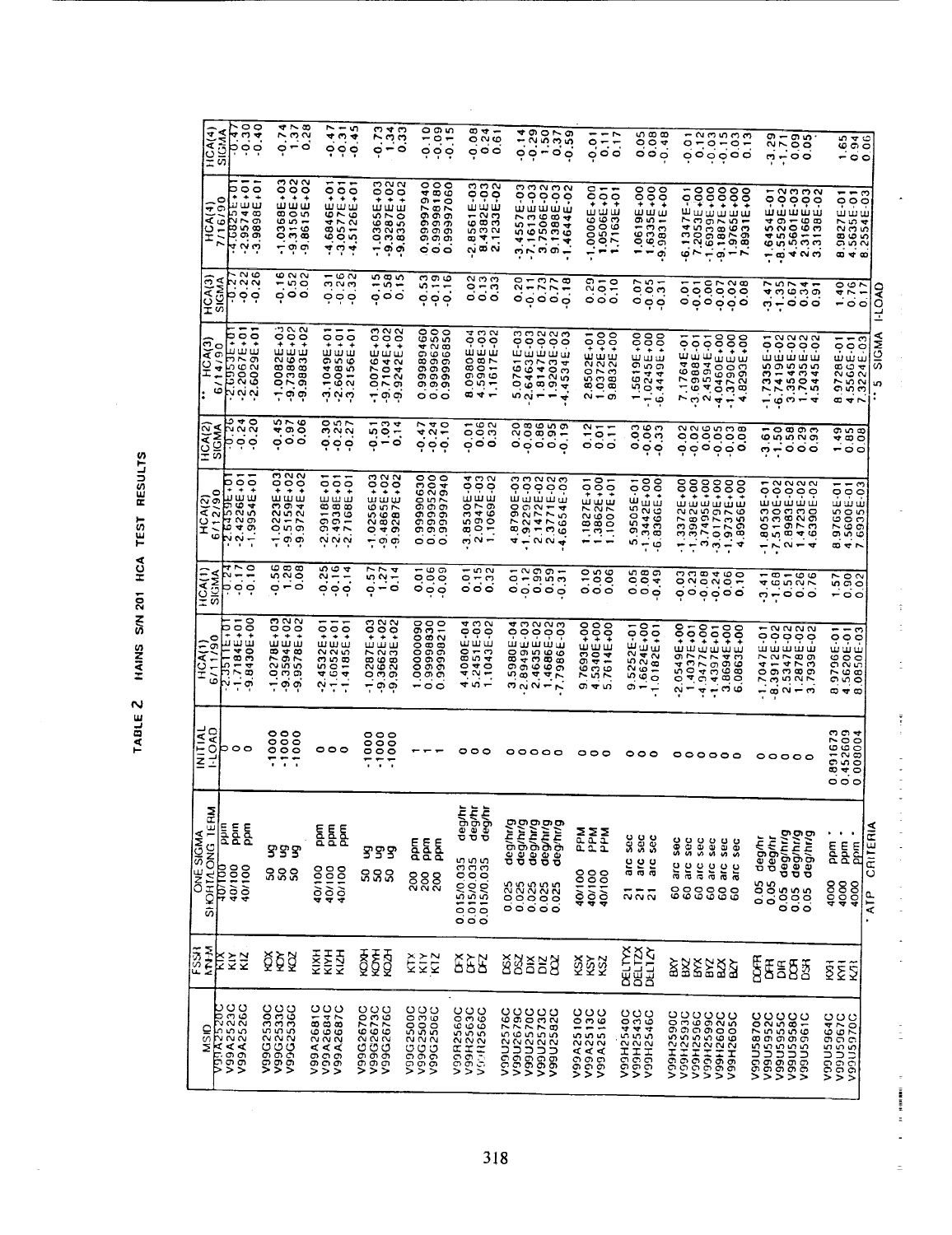# TABLE 2 HAINS S/N 201 HCA TEST RESULTS

| MSID | FSSR MNEM | ONE SIGMA SHORT/LONG TERM | | INITIAL I-LOAD | HCA(1) 6/11/90 | HCA(1) SIGMA | HCA(2) 6/12/90 | HCA(2) SIGMA | ** HCA(3) 6/14/90 | HCA(3) SIGMA | HCA(4) 7/16/90 | HCA(4) SIGMA |
|---|---|---|---|---|---|---|---|---|---|---|---|---|
| V99A2520C | KIX | 40/100 | ppm | 0 | -2.3511E+01 | -0.24 | -2.6459E+01 | -0.26 | -2.6953E+01 | -0.27 | -4.6825E+01 | -0.47 |
| V99A2523C | KIY | 40/100 | ppm | 0 | -1.7184E+01 | -0.17 | -2.4226E+01 | -0.24 | -2.2067E+01 | -0.22 | -2.9574E+01 | -0.30 |
| V99A2526C | KIZ | 40/100 | ppm | 0 | -9.8430E+00 | -0.10 | -1.9954E+01 | -0.20 | -2.6029E+01 | -0.26 | -3.9898E+01 | -0.40 |
| V99G2530C | KOX | 50 | ug | -1000 | -1.0278E+03 | -0.56 | -1.0222E+03 | -0.45 | -1.0082E+03 | -0.16 | -1.0368E+03 | -0.74 |
| V99G2533C | KOY | 50 | ug | -1000 | -9.3594E+02 | 1.28 | -9.5159E+02 | 0.97 | -9.7386E+02 | 0.52 | -9.3150E+02 | 1.37 |
| V99G2536C | KOZ | 50 | ug | -1000 | -9.9578E+02 | 0.08 | -9.9724E+02 | 0.06 | -9.9883E+02 | 0.02 | -9.8615E+02 | 0.28 |
| V99A2681C | KIXH | 40/100 | ppm | 0 | -2.4532E+01 | -0.25 | -2.9918E+01 | -0.30 | -3.1049E+01 | -0.31 | -4.6846E+01 | -0.47 |
| V99A2684C | KIYH | 40/100 | ppm | 0 | -1.6052E+01 | -0.16 | -2.4938E+01 | -0.25 | -2.6085E+01 | -0.26 | -3.0577E+01 | -0.31 |
| V99A2687C | KIZH | 40/100 | ppm | 0 | -1.4185E+01 | -0.14 | -2.7168E+01 | -0.27 | -3.2156E+01 | -0.32 | -4.5126E+01 | -0.45 |
| V99G2670C | KOXH | 50 | ug | -1000 | -1.0287E+03 | -0.57 | -1.0256E+03 | -0.51 | -1.0076E+03 | -0.15 | -1.0365E+03 | -0.73 |
| V99G2673C | KOYH | 50 | ug | -1000 | -9.3662E+02 | 1.27 | -9.4865E+02 | 1.03 | -9.7104E+02 | 0.58 | -9.3287E+02 | 1.34 |
| V99G2676C | KOZH | 50 | ug | -1000 | -9.9283E+02 | 0.14 | -9.9287E+02 | 0.14 | -9.9242E+02 | 0.15 | -9.8350E+02 | 0.33 |
| V99G2500C | KTX | 200 | ppm | 1 | 1.00000090 | 0.01 | 0.99990630 | -0.47 | 0.99989460 | -0.53 | 0.99997940 | -0.10 |
| V99G2503C | KTY | 200 | ppm | 1 | 0.99998830 | -0.06 | 0.99995200 | -0.24 | 0.99996250 | -0.19 | 0.99998180 | -0.09 |
| V99G2506C | KTZ | 200 | ppm | 1 | 0.99998210 | -0.09 | 0.99997940 | -0.10 | 0.99996850 | -0.16 | 0.99997060 | -0.15 |
| V99R2560C | DFX | 0.015/0.035 | deg/hr | 0 | 4.4080E-04 | 0.01 | -3.8530E-04 | -0.01 | 8.0980E-04 | 0.02 | -2.8561E-03 | -0.08 |
| V99H2563C | DFY | 0.015/0.035 | deg/hr | 0 | 5.2451E-03 | 0.15 | 2.0947E-03 | 0.06 | 4.5908E-03 | 0.13 | 8.4382E-03 | 0.24 |
| V99H2566C | DFZ | 0.015/0.035 | deg/hr | 0 | 1.1043E-02 | 0.32 | 1.1069E-02 | 0.32 | 1.1617E-02 | 0.33 | 2.1233E-02 | 0.61 |
| V99U2576C | DSX | 0.025 | deg/hr/g | 0 | 3.5980E-04 | 0.01 | 4.8790E-03 | 0.20 | 5.0761E-03 | 0.20 | -3.4557E-03 | -0.14 |
| V99U2579C | DSZ | 0.025 | deg/hr/g | 0 | -2.8949E-03 | -0.12 | -1.9229E-03 | -0.08 | -2.6463E-03 | -0.11 | -7.1613E-03 | -0.29 |
| V99U2570C | DIX | 0.025 | deg/hr/g | 0 | 2.4635E-02 | 0.99 | 2.1472E-02 | 0.86 | 1.8147E-02 | 0.73 | 3.7506E-02 | 1.50 |
| V99U2573C | DIZ | 0.025 | deg/hr/g | 0 | 1.4686E-02 | 0.59 | 2.3771E-02 | 0.95 | 1.9203E-02 | 0.77 | 9.1388E-03 | 0.37 |
| V99U2582C | DOZ | 0.025 | deg/hr/g | 0 | -7.7986E-03 | -0.31 | -4.6654E-03 | -0.19 | -4.4534E-03 | -0.18 | -1.4644E-02 | -0.59 |
| V99A2510C | KSX | 40/100 | PPM | 0 | 9.7693E+00 | 0.10 | 1.1827E+01 | 0.12 | 2.8502E+01 | 0.29 | -1.0006E+00 | -0.01 |
| V99A2513C | KSY | 40/100 | PPM | 0 | 4.5340E+00 | 0.05 | 1.3862E+00 | 0.01 | 1.0372E+00 | 0.01 | 1.0506E+01 | 0.11 |
| V99A2516C | KSZ | 40/100 | PPM | 0 | 5.7614E+00 | 0.06 | 1.1007E+01 | 0.11 | 9.8832E+00 | 0.10 | 1.7163E+01 | 0.17 |
| V99H2540C | DELTYX | 21 | arc sec | 0 | 9.5252E-01 | 0.05 | 5.9505E-01 | 0.03 | 1.5619E+00 | 0.07 | 1.0619E+00 | 0.05 |
| V99H2543C | DELTZX | 21 | arc sec | 0 | 1.6624E+00 | 0.08 | -1.3442E+00 | -0.06 | -1.0245E+00 | -0.05 | 1.6335E+00 | 0.08 |
| V99H2546C | DELTZY | 21 | arc sec | 0 | -1.0182E+01 | -0.49 | -6.8366E+00 | -0.33 | -6.4449E+00 | -0.31 | -9.9831E+00 | -0.48 |
| V99H2590C | BXY | 60 | arc sec | 0 | -2.0549E+00 | -0.03 | -1.3372E+00 | -0.02 | 7.1764E-01 | 0.01 | -6.1347E-01 | -0.01 |
| V99H2593C | BXZ | 60 | arc sec | 0 | 1.4037E+01 | 0.23 | -1.3962E+00 | -0.02 | -3.6988E-01 | -0.01 | 7.2053E+00 | 0.12 |
| V99H2596C | BYX | 60 | arc sec | 0 | -4.9477E+00 | -0.08 | 3.7495E+00 | 0.06 | 2.4594E-01 | 0.00 | -1.6939E+00 | -0.03 |
| V99H2599C | BYZ | 60 | arc sec | 0 | -1.4397E+01 | -0.24 | -3.0179E+00 | -0.05 | -4.0460E+00 | -0.07 | -9.1887E+00 | -0.15 |
| V99H2602C | BZX | 60 | arc sec | 0 | 3.8694E+00 | 0.06 | -1.9737E+00 | -0.03 | -1.3790E+00 | -0.02 | 1.9765E+00 | 0.03 |
| V99H2605C | BZY | 60 | arc sec | 0 | 6.0863E+00 | 0.10 | 4.8956E+00 | 0.08 | 4.8293E+00 | 0.08 | 7.8931E+00 | 0.13 |
| V99U5870C | DOFR | 0.05 | deg/hr | 0 | -1.7047E-01 | -3.41 | -1.8053E-01 | -3.61 | -1.7335E-01 | -3.47 | -1.6454E-01 | -3.29 |
| V99U5952C | DFR | 0.05 | deg/hr | 0 | -8.3912E-02 | -1.68 | -7.5130E-02 | -1.50 | -6.7419E-02 | -1.35 | -8.5529E-02 | -1.71 |
| V99U5955C | DIR | 0.05 | deg/hr/g | 0 | 2.5347E-02 | 0.51 | 2.8983E-02 | 0.58 | 3.3545E-02 | 0.67 | 4.5601E-03 | 0.09 |
| V99U5958C | DOR | 0.05 | deg/hr/g | 0 | 1.2878E-02 | 0.26 | 1.4723E-02 | 0.29 | 1.7035E-02 | 0.34 | 2.3166E-03 | 0.05 |
| V99U5961C | DSR | 0.05 | deg/hr/g | 0 | 3.7939E-02 | 0.76 | 4.6390E-02 | 0.93 | 4.5445E-02 | 0.91 | 3.3138E-02 | |
| V99U5964C | KXR | 4000 | ppm * | 0.891673 | 8.9796E-01 | 1.57 | 8.9765E-01 | 1.49 | 8.9728E-01 | 1.40 | 8.9827E-01 | 1.65 |
| V99U5967C | KYR | 4000 | ppm * | 0.452609 | 4.5620E-01 | 0.90 | 4.5600E-01 | 0.85 | 4.5566E-01 | 0.76 | 4.5635E-01 | 0.94 |
| V99U5970C | KZR | 4000 | ppm | 0.008004 | 8.0850E-03 | 0.02 | 7.6935E-03 | 0.08 | 7.3224E-03 | 0.17 | 8.2554E-03 | 0.06 |

\* ATP CRITERIA

\*\* 5 SIGMA I-LOAD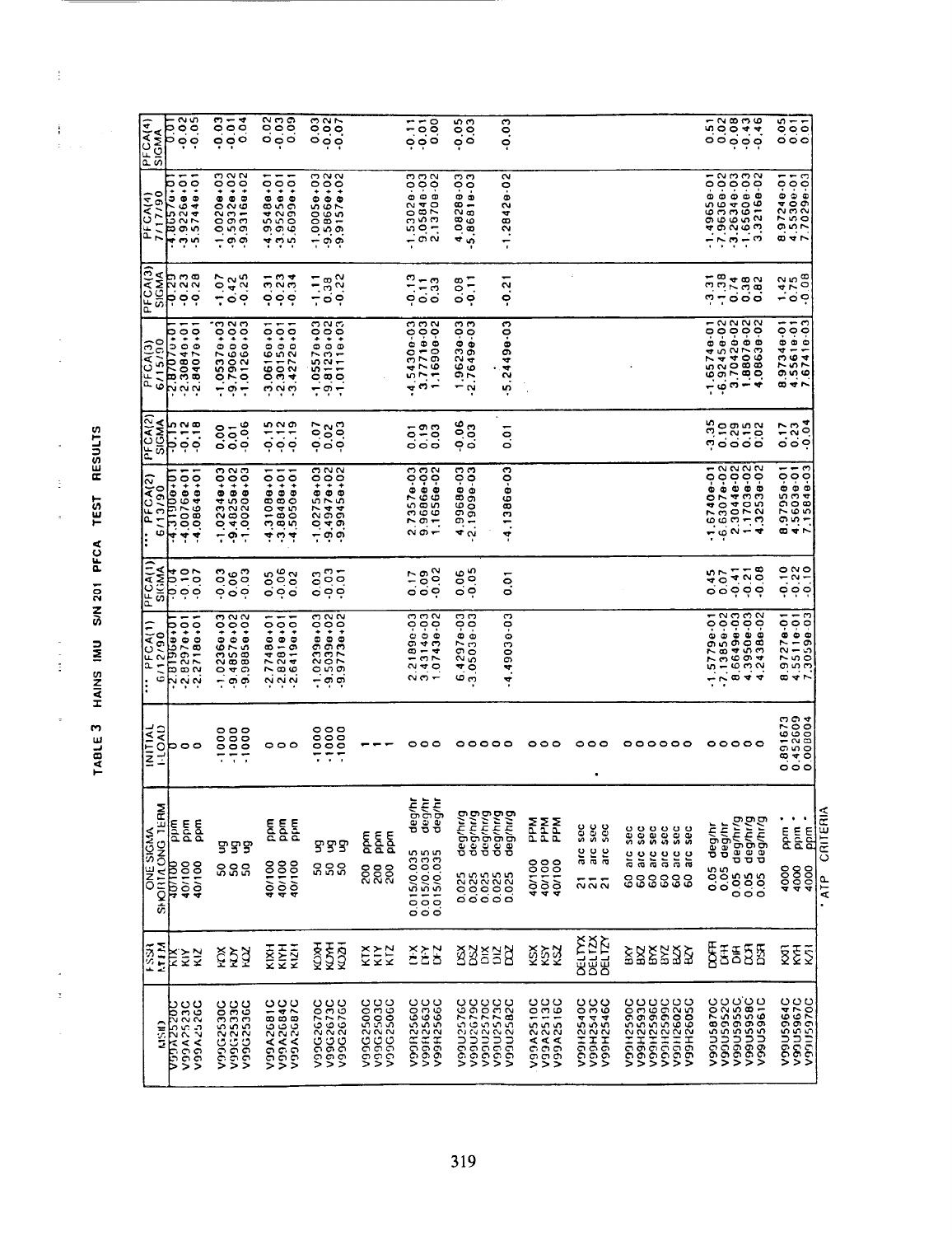TABLE 3 HAINS IMU S/N 201 PFCA TEST RESULTS

| MSID | FSSR MTIM | ONE SIGMA SHORT/LONG TERM | INITIAL FLOAD | PFCA(1) 6/12/90 | PFCA(1) SIGMA | PFCA(2) 6/13/90 | PFCA(2) SIGMA | PFCA(3) 6/15/90 | PFCA(3) SIGMA | PFCA(4) 7/17/90 | PFCA(4) SIGMA |
|---|---|---|---|---|---|---|---|---|---|---|---|
| V99A2520C | K1X | 40/100 ppm | 0 | -2.8199e+01 | -0.04 | -4.3100e+01 | -0.15 | -2.8707e+01 | -0.29 | -4.8657e+01 | 0.01 |
| V99A2523C | K1Y | 40/100 ppm | 0 | -2.8297e+01 | -0.10 | -4.0076e+01 | -0.12 | -2.3084e+01 | -0.23 | -3.9226e+01 | -0.02 |
| V99A2526C | K1Z | 40/100 ppm | 0 | -2.2718e+01 | -0.07 | -4.0864e+01 | -0.18 | -2.8407e+01 | -0.28 | -5.5744e+01 | -0.05 |
| V99G2530C | K0X | 50 ug | -1000 | -1.0236e+03 | -0.03 | -1.0234e+03 | 0.00 | -1.0537e+03 | -1.07 | -1.0020e+03 | -0.03 |
| V99G2533C | K0Y | 50 ug | -1000 | -9.4857e+02 | 0.06 | -9.4825e+02 | 0.01 | -9.7906e+02 | 0.42 | -9.5932e+02 | -0.01 |
| V99G2536C | K0Z | 50 ug | -1000 | -9.9885e+02 | -0.03 | -1.0020e+03 | -0.06 | -1.0126e+03 | -0.25 | -9.9316e+02 | 0.04 |
| V99A2681C | K1XH | 40/100 ppm | 0 | -2.7748e+01 | 0.05 | -4.3108e+01 | -0.15 | -3.0616e+01 | -0.31 | -4.9548e+01 | 0.02 |
| V99A2684C | K1YH | 40/100 ppm | 0 | -2.8281e+01 | -0.06 | -3.8848e+01 | -0.12 | -2.3015e+01 | -0.23 | -3.9525e+01 | -0.03 |
| V99A2687C | K1ZH | 40/100 ppm | 0 | -2.6419e+01 | 0.02 | -4.5050e+01 | -0.19 | -3.4272e+01 | -0.34 | -5.6099e+01 | 0.09 |
| V99G2670C | K0XH | 50 ug | -1000 | -1.0239e+03 | 0.03 | -1.0275e+03 | -0.07 | -1.0557e+03 | -1.11 | -1.0005e+03 | 0.03 |
| V99G2673C | K0YH | 50 ug | -1000 | -9.5039e+02 | -0.03 | -9.4947e+02 | 0.02 | -9.8123e+02 | 0.38 | -9.5866e+02 | -0.02 |
| V99G2676C | K0ZH | 50 ug | -1000 | -9.9773e+02 | -0.01 | -9.9945e+02 | -0.03 | -1.0111e+03 | -0.22 | -9.9157e+02 | -0.07 |
| V99G2500C | K1X | 200 ppm | 1 | | | | | | | | |
| V99G2503C | K1Y | 200 ppm | 1 | | | | | | | | |
| V99G2506C | K1Z | 200 ppm | 1 | | | | | | | | |
| V99R2560C | DFX | 0.015/0.035 deg/hr | 0 | 2.2189e-03 | 0.17 | 2.7357e-03 | 0.01 | -4.5430e-03 | -0.13 | -1.5302e-03 | -0.11 |
| V99R2563C | DFY | 0.015/0.035 deg/hr | 0 | 3.4314e-03 | 0.09 | 9.9686e-03 | 0.19 | 3.7771e-03 | 0.11 | 9.0584e-03 | -0.01 |
| V99R2566C | DFZ | 0.015/0.035 deg/hr | 0 | 1.0743e-02 | -0.02 | 1.1656e-02 | 0.03 | 1.1690e-02 | 0.33 | 2.1370e-02 | 0.00 |
| V99U2576C | DSX | 0.025 deg/hr/g | 0 | 6.4297e-03 | 0.06 | 4.9968e-03 | -0.06 | 1.9623e-03 | 0.08 | 4.0828e-03 | -0.05 |
| V99U2579C | DSZ | 0.025 deg/hr/g | 0 | -3.0503e-03 | -0.05 | -2.1909e-03 | 0.03 | -2.7649e-03 | -0.11 | -5.8681e-03 | 0.03 |
| V99U2570C | DIX | 0.025 deg/hr/g | 0 | | | | | | | | |
| V99U2573C | DIZ | 0.025 deg/hr/g | 0 | | | | | | | | |
| V99U2582C | DOZ | 0.025 deg/hr/g | 0 | -4.4903e-03 | 0.01 | -4.1386e-03 | 0.01 | -5.2449e-03 | -0.21 | -1.2842e-02 | -0.03 |
| V99A2510C | KSX | 40/100 PPM | 0 | | | | | | | | |
| V99A2513C | KSY | 40/100 PPM | 0 | | | | | | | | |
| V99A2516C | KSZ | 40/100 PPM | 0 | | | | | | | | |
| V99H2540C | DELTYX | 21 arc sec | 0 | | | | | | | | |
| V99H2543C | DELTZX | 21 arc sec | 0 | | | | | | | | |
| V99H2546C | DELTZY | 21 arc sec | 0 | | | | | | | | |
| V99H2590C | BXY | 60 arc sec | 0 | | | | | | | | |
| V99H2593C | BXZ | 60 arc sec | 0 | | | | | | | | |
| V99H2596C | BYX | 60 arc sec | 0 | | | | | | | | |
| V99H2599C | BYZ | 60 arc sec | 0 | | | | | | | | |
| V99H2602C | BZX | 60 arc sec | 0 | | | | | | | | |
| V99H2605C | BZY | 60 arc sec | 0 | | | | | | | | |
| V99U5870C | DOFR | 0.05 deg/hr | 0 | -1.5779e-01 | 0.45 | -1.6740e-01 | -3.35 | -1.6574e-01 | -3.31 | -1.4965e-01 | 0.51 |
| V99U5952C | DFR | 0.05 deg/hr | 0 | -7.1385e-02 | 0.07 | -6.6307e-02 | 0.10 | -6.9245e-02 | -1.38 | -7.9636e-02 | 0.02 |
| V99U5955C | DIR | 0.05 deg/hr/g | 0 | 8.6649e-03 | -0.41 | 2.3044e-02 | 0.29 | 3.7042e-02 | 0.74 | -3.2634e-03 | -0.08 |
| V99U5958C | DOR | 0.05 deg/hr/g | 0 | 4.3950e-03 | -0.21 | 1.1703e-02 | 0.15 | 1.8807e-02 | 0.38 | -1.6560e-03 | -0.43 |
| V99U5961C | DSR | 0.05 deg/hr/g | 0 | 4.2438e-02 | -0.08 | 4.3253e-02 | 0.02 | 4.0863e-02 | 0.82 | 3.3216e-02 | -0.46 |
| V99U5964C | K0T | 4000 ppm * | 0.891673 | 8.9727e-01 | -0.10 | 8.9795e-01 | 0.17 | 8.9734e-01 | 1.42 | 8.9724e-01 | 0.05 |
| V99U5967C | K1T | 4000 ppm * | 0.452609 | 4.5511e-01 | -0.22 | 4.5603e-01 | 0.23 | 4.5561e-01 | 0.75 | 4.5530e-01 | 0.01 |
| V99U5970C | K2T | 4000 ppm * | 0.008004 | 7.3059e-03 | -0.10 | 7.1584e-03 | -0.04 | 7.6741e-03 | -0.08 | 7.7029e-03 | 0.01 |

* ATP CRITERIA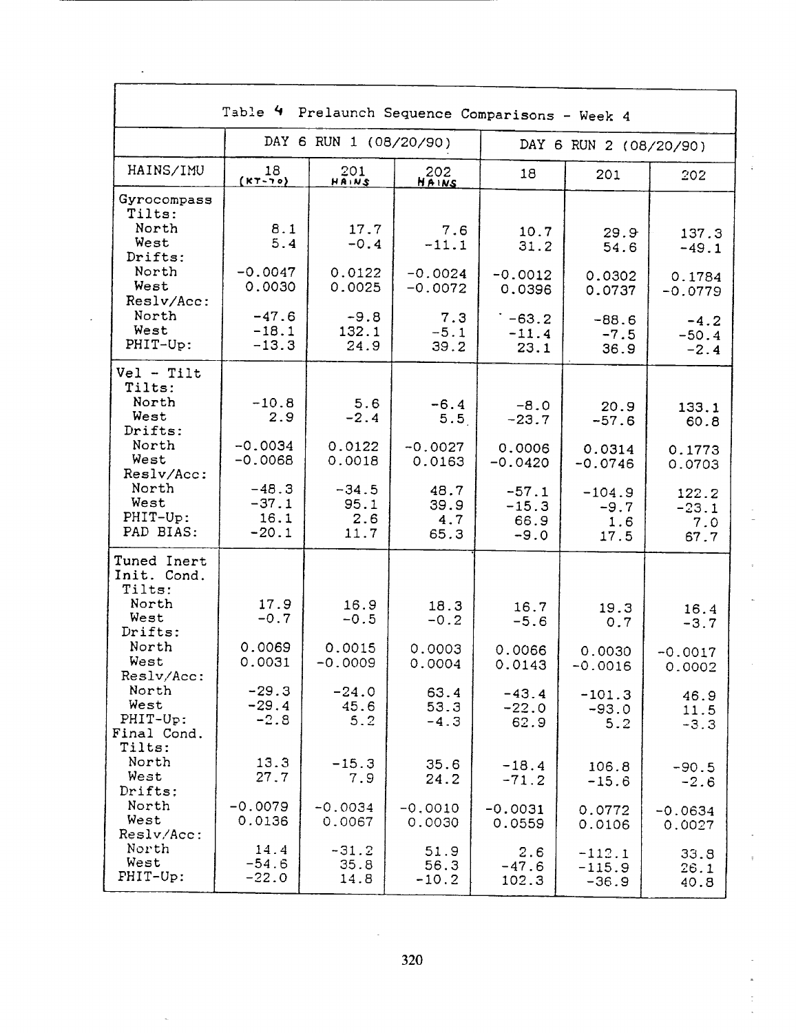| Table 4 Prelaunch Sequence Comparisons - Week 4 | | | | | | |
|---|---|---|---|---|---|---|
| | DAY 6 RUN 1 (08/20/90) | | | DAY 6 RUN 2 (08/20/90) | | |
| HAINS/IMU | 18 (KT-70) | 201 HAINS | 202 HAINS | 18 | 201 | 202 |
| Gyrocompass | | | | | | |
| Tilts: | | | | | | |
| North | 8.1 | 17.7 | 7.6 | 10.7 | 29.9 | 137.3 |
| West | 5.4 | -0.4 | -11.1 | 31.2 | 54.6 | -49.1 |
| Drifts: | | | | | | |
| North | -0.0047 | 0.0122 | -0.0024 | -0.0012 | 0.0302 | 0.1784 |
| West | 0.0030 | 0.0025 | -0.0072 | 0.0396 | 0.0737 | -0.0779 |
| Reslv/Acc: | | | | | | |
| North | -47.6 | -9.8 | 7.3 | -63.2 | -88.6 | -4.2 |
| West | -18.1 | 132.1 | -5.1 | -11.4 | -7.5 | -50.4 |
| PHIT-Up: | -13.3 | 24.9 | 39.2 | 23.1 | 36.9 | -2.4 |
| Vel - Tilt | | | | | | |
| Tilts: | | | | | | |
| North | -10.8 | 5.6 | -6.4 | -8.0 | 20.9 | 133.1 |
| West | 2.9 | -2.4 | 5.5 | -23.7 | -57.6 | 60.8 |
| Drifts: | | | | | | |
| North | -0.0034 | 0.0122 | -0.0027 | 0.0006 | 0.0314 | 0.1773 |
| West | -0.0068 | 0.0018 | 0.0163 | -0.0420 | -0.0746 | 0.0703 |
| Reslv/Acc: | | | | | | |
| North | -48.3 | -34.5 | 48.7 | -57.1 | -104.9 | 122.2 |
| West | -37.1 | 95.1 | 39.9 | -15.3 | -9.7 | -23.1 |
| PHIT-Up: | 16.1 | 2.6 | 4.7 | 66.9 | 1.6 | 7.0 |
| PAD BIAS: | -20.1 | 11.7 | 65.3 | -9.0 | 17.5 | 67.7 |
| Tuned Inert | | | | | | |
| Init. Cond. | | | | | | |
| Tilts: | | | | | | |
| North | 17.9 | 16.9 | 18.3 | 16.7 | 19.3 | 16.4 |
| West | -0.7 | -0.5 | -0.2 | -5.6 | 0.7 | -3.7 |
| Drifts: | | | | | | |
| North | 0.0069 | 0.0015 | 0.0003 | 0.0066 | 0.0030 | -0.0017 |
| West | 0.0031 | -0.0009 | 0.0004 | 0.0143 | -0.0016 | 0.0002 |
| Reslv/Acc: | | | | | | |
| North | -29.3 | -24.0 | 63.4 | -43.4 | -101.3 | 46.9 |
| West | -29.4 | 45.6 | 53.3 | -22.0 | -93.0 | 11.5 |
| PHIT-Up: | -2.8 | 5.2 | -4.3 | 62.9 | 5.2 | -3.3 |
| Final Cond. | | | | | | |
| Tilts: | | | | | | |
| North | 13.3 | -15.3 | 35.6 | -18.4 | 106.8 | -90.5 |
| West | 27.7 | 7.9 | 24.2 | -71.2 | -15.6 | -2.6 |
| Drifts: | | | | | | |
| North | -0.0079 | -0.0034 | -0.0010 | -0.0031 | 0.0772 | -0.0634 |
| West | 0.0136 | 0.0067 | 0.0030 | 0.0559 | 0.0106 | 0.0027 |
| Reslv/Acc: | | | | | | |
| North | 14.4 | -31.2 | 51.9 | 2.6 | -112.1 | 33.8 |
| West | -54.6 | 35.8 | 56.3 | -47.6 | -115.9 | 26.1 |
| PHIT-Up: | -22.0 | 14.8 | -10.2 | 102.3 | -36.9 | 40.8 |